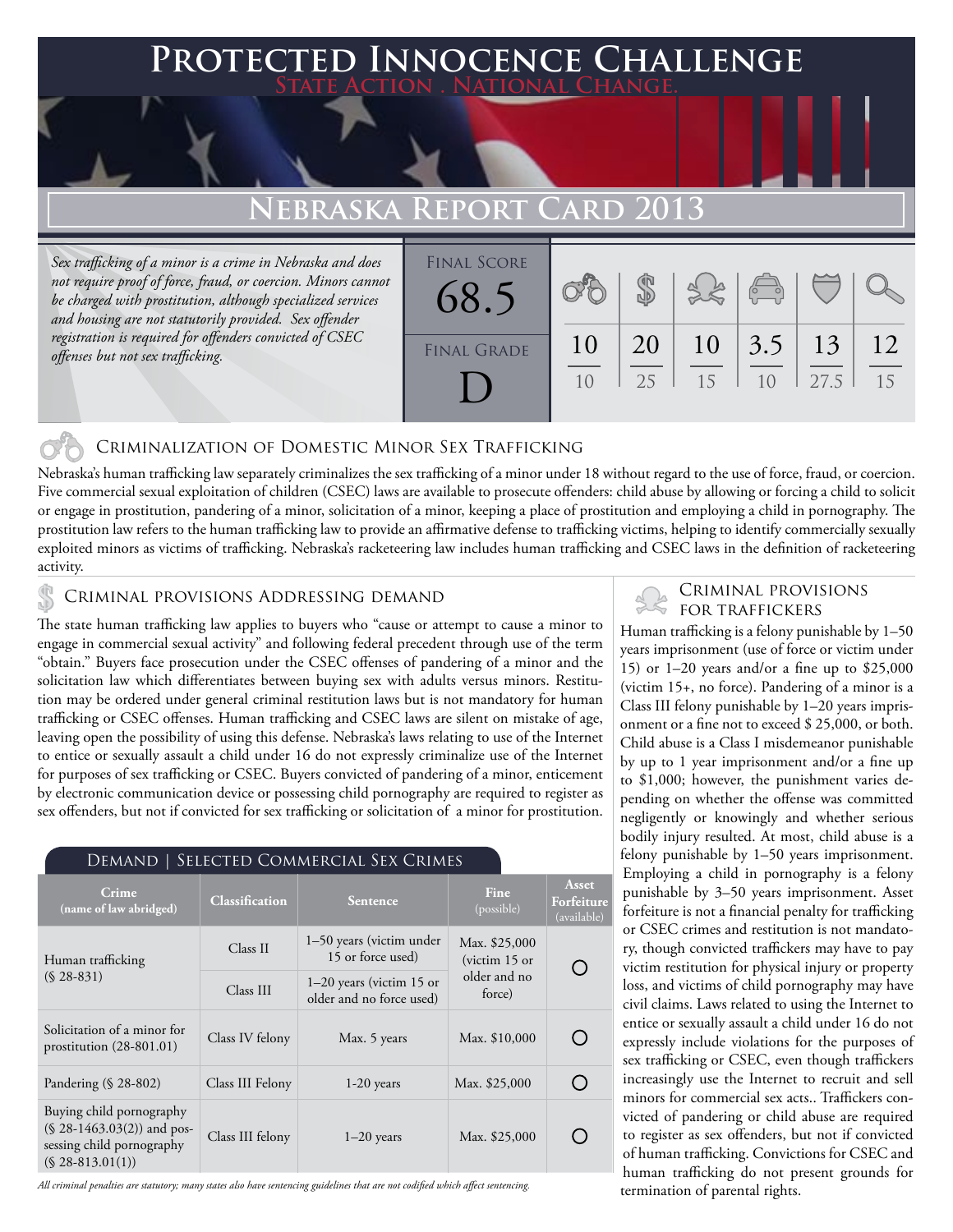# Protected Innocence Challenge

**State Action . National Change.**

## Nebraska Report Card 2013

*Sex trafficking of a minor is a crime in Nebraska and does not require proof of force, fraud, or coercion. Minors cannot be charged with prostitution, although specialized services and housing are not statutorily provided. Sex offender registration is required for offenders convicted of CSEC offenses but not sex trafficking.*

| Final Score | Criminalization | Demand | Traffickers | Facilitators | Protective Provisions | Criminal Justice Tools |
|---|---|---|---|---|---|---|
| 68.5 | 10 / 10 | 20 / 25 | 10 / 15 | 3.5 / 10 | 13 / 27.5 | 12 / 15 |

**Final Grade:** D

### Criminalization of Domestic Minor Sex Trafficking

Nebraska's human trafficking law separately criminalizes the sex trafficking of a minor under 18 without regard to the use of force, fraud, or coercion. Five commercial sexual exploitation of children (CSEC) laws are available to prosecute offenders: child abuse by allowing or forcing a child to solicit or engage in prostitution, pandering of a minor, solicitation of a minor, keeping a place of prostitution and employing a child in pornography. The prostitution law refers to the human trafficking law to provide an affirmative defense to trafficking victims, helping to identify commercially sexually exploited minors as victims of trafficking. Nebraska's racketeering law includes human trafficking and CSEC laws in the definition of racketeering activity.

### Criminal provisions Addressing demand

The state human trafficking law applies to buyers who "cause or attempt to cause a minor to engage in commercial sexual activity" and following federal precedent through use of the term "obtain." Buyers face prosecution under the CSEC offenses of pandering of a minor and the solicitation law which differentiates between buying sex with adults versus minors. Restitution may be ordered under general criminal restitution laws but is not mandatory for human trafficking or CSEC offenses. Human trafficking and CSEC laws are silent on mistake of age, leaving open the possibility of using this defense. Nebraska's laws relating to use of the Internet to entice or sexually assault a child under 16 do not expressly criminalize use of the Internet for purposes of sex trafficking or CSEC. Buyers convicted of pandering of a minor, enticement by electronic communication device or possessing child pornography are required to register as sex offenders, but not if convicted for sex trafficking or solicitation of a minor for prostitution.

#### Demand | Selected Commercial Sex Crimes

| Crime (name of law abridged) | Classification | Sentence | Fine (possible) | Asset Forfeiture (available) |
|---|---|---|---|---|
| Human trafficking (§ 28-831) | Class II | 1–50 years (victim under 15 or force used) | Max. $25,000 (victim 15 or older and no force) | ○ |
| | Class III | 1–20 years (victim 15 or older and no force used) | | |
| Solicitation of a minor for prostitution (28-801.01) | Class IV felony | Max. 5 years | Max. $10,000 | ○ |
| Pandering (§ 28-802) | Class III Felony | 1-20 years | Max. $25,000 | ○ |
| Buying child pornography (§ 28-1463.03(2)) and possessing child pornography (§ 28-813.01(1)) | Class III felony | 1–20 years | Max. $25,000 | ○ |

*All criminal penalties are statutory; many states also have sentencing guidelines that are not codified which affect sentencing.*

### Criminal provisions for traffickers

Human trafficking is a felony punishable by 1–50 years imprisonment (use of force or victim under 15) or 1–20 years and/or a fine up to $25,000 (victim 15+, no force). Pandering of a minor is a Class III felony punishable by 1–20 years imprisonment or a fine not to exceed $ 25,000, or both. Child abuse is a Class I misdemeanor punishable by up to 1 year imprisonment and/or a fine up to $1,000; however, the punishment varies depending on whether the offense was committed negligently or knowingly and whether serious bodily injury resulted. At most, child abuse is a felony punishable by 1–50 years imprisonment. Employing a child in pornography is a felony punishable by 3–50 years imprisonment. Asset forfeiture is not a financial penalty for trafficking or CSEC crimes and restitution is not mandatory, though convicted traffickers may have to pay victim restitution for physical injury or property loss, and victims of child pornography may have civil claims. Laws related to using the Internet to entice or sexually assault a child under 16 do not expressly include violations for the purposes of sex trafficking or CSEC, even though traffickers increasingly use the Internet to recruit and sell minors for commercial sex acts.. Traffickers convicted of pandering or child abuse are required to register as sex offenders, but not if convicted of human trafficking. Convictions for CSEC and human trafficking do not present grounds for termination of parental rights.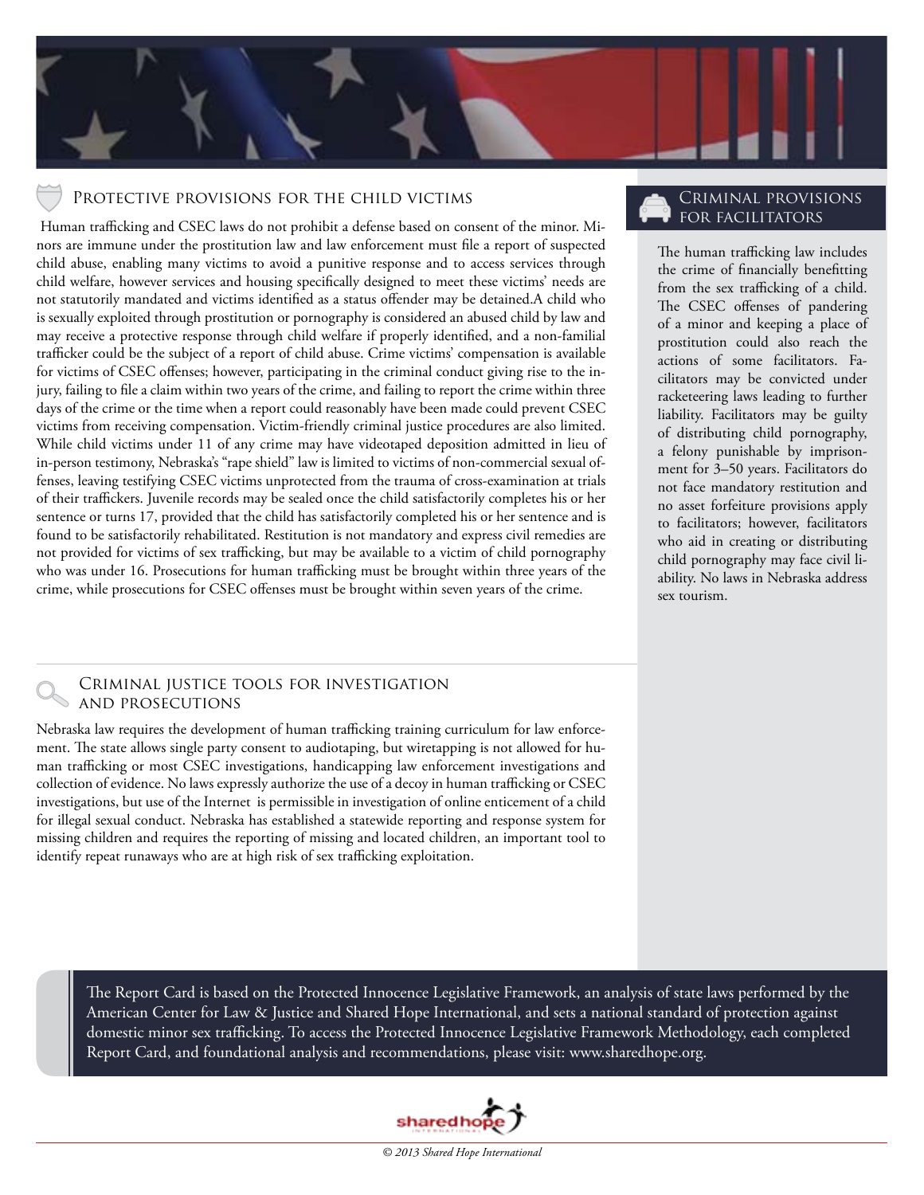## Protective provisions for the child victims

Human trafficking and CSEC laws do not prohibit a defense based on consent of the minor. Minors are immune under the prostitution law and law enforcement must file a report of suspected child abuse, enabling many victims to avoid a punitive response and to access services through child welfare, however services and housing specifically designed to meet these victims' needs are not statutorily mandated and victims identified as a status offender may be detained.A child who is sexually exploited through prostitution or pornography is considered an abused child by law and may receive a protective response through child welfare if properly identified, and a non-familial trafficker could be the subject of a report of child abuse. Crime victims' compensation is available for victims of CSEC offenses; however, participating in the criminal conduct giving rise to the injury, failing to file a claim within two years of the crime, and failing to report the crime within three days of the crime or the time when a report could reasonably have been made could prevent CSEC victims from receiving compensation. Victim-friendly criminal justice procedures are also limited. While child victims under 11 of any crime may have videotaped deposition admitted in lieu of in-person testimony, Nebraska's "rape shield" law is limited to victims of non-commercial sexual offenses, leaving testifying CSEC victims unprotected from the trauma of cross-examination at trials of their traffickers. Juvenile records may be sealed once the child satisfactorily completes his or her sentence or turns 17, provided that the child has satisfactorily completed his or her sentence and is found to be satisfactorily rehabilitated. Restitution is not mandatory and express civil remedies are not provided for victims of sex trafficking, but may be available to a victim of child pornography who was under 16. Prosecutions for human trafficking must be brought within three years of the crime, while prosecutions for CSEC offenses must be brought within seven years of the crime.

## Criminal provisions for facilitators

The human trafficking law includes the crime of financially benefitting from the sex trafficking of a child. The CSEC offenses of pandering of a minor and keeping a place of prostitution could also reach the actions of some facilitators. Facilitators may be convicted under racketeering laws leading to further liability. Facilitators may be guilty of distributing child pornography, a felony punishable by imprisonment for 3–50 years. Facilitators do not face mandatory restitution and no asset forfeiture provisions apply to facilitators; however, facilitators who aid in creating or distributing child pornography may face civil liability. No laws in Nebraska address sex tourism.

## Criminal justice tools for investigation and prosecutions

Nebraska law requires the development of human trafficking training curriculum for law enforcement. The state allows single party consent to audiotaping, but wiretapping is not allowed for human trafficking or most CSEC investigations, handicapping law enforcement investigations and collection of evidence. No laws expressly authorize the use of a decoy in human trafficking or CSEC investigations, but use of the Internet is permissible in investigation of online enticement of a child for illegal sexual conduct. Nebraska has established a statewide reporting and response system for missing children and requires the reporting of missing and located children, an important tool to identify repeat runaways who are at high risk of sex trafficking exploitation.

The Report Card is based on the Protected Innocence Legislative Framework, an analysis of state laws performed by the American Center for Law & Justice and Shared Hope International, and sets a national standard of protection against domestic minor sex trafficking. To access the Protected Innocence Legislative Framework Methodology, each completed Report Card, and foundational analysis and recommendations, please visit: www.sharedhope.org.

*© 2013 Shared Hope International*